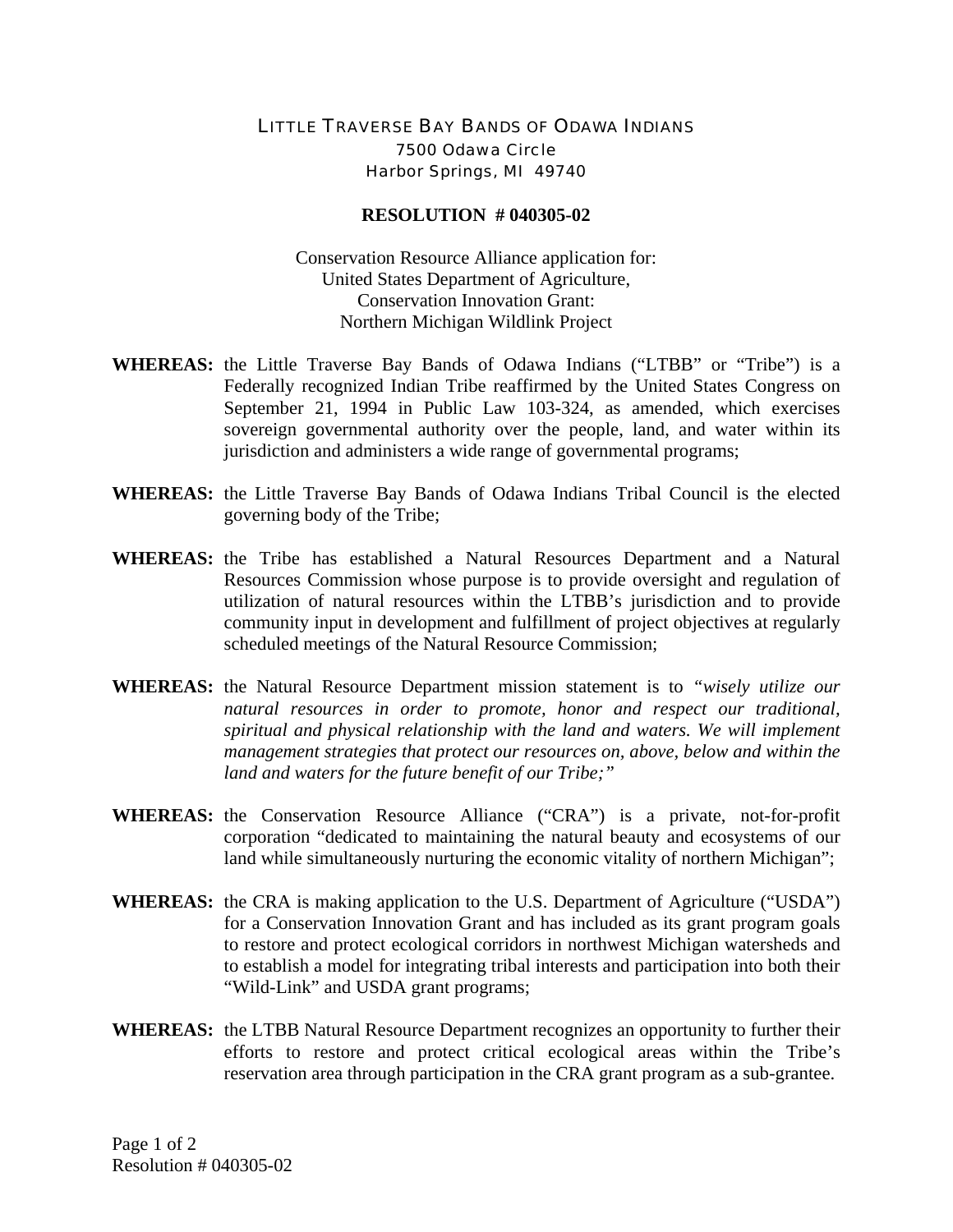LITTLE TRAVERSE BAY BANDS OF ODAWA INDIANS
7500 Odawa Circle
Harbor Springs, MI 49740

**RESOLUTION # 040305-02**

Conservation Resource Alliance application for:
United States Department of Agriculture,
Conservation Innovation Grant:
Northern Michigan Wildlink Project

**WHEREAS:** the Little Traverse Bay Bands of Odawa Indians ("LTBB" or "Tribe") is a Federally recognized Indian Tribe reaffirmed by the United States Congress on September 21, 1994 in Public Law 103-324, as amended, which exercises sovereign governmental authority over the people, land, and water within its jurisdiction and administers a wide range of governmental programs;

**WHEREAS:** the Little Traverse Bay Bands of Odawa Indians Tribal Council is the elected governing body of the Tribe;

**WHEREAS:** the Tribe has established a Natural Resources Department and a Natural Resources Commission whose purpose is to provide oversight and regulation of utilization of natural resources within the LTBB's jurisdiction and to provide community input in development and fulfillment of project objectives at regularly scheduled meetings of the Natural Resource Commission;

**WHEREAS:** the Natural Resource Department mission statement is to *"wisely utilize our natural resources in order to promote, honor and respect our traditional, spiritual and physical relationship with the land and waters. We will implement management strategies that protect our resources on, above, below and within the land and waters for the future benefit of our Tribe;"*

**WHEREAS:** the Conservation Resource Alliance ("CRA") is a private, not-for-profit corporation "dedicated to maintaining the natural beauty and ecosystems of our land while simultaneously nurturing the economic vitality of northern Michigan";

**WHEREAS:** the CRA is making application to the U.S. Department of Agriculture ("USDA") for a Conservation Innovation Grant and has included as its grant program goals to restore and protect ecological corridors in northwest Michigan watersheds and to establish a model for integrating tribal interests and participation into both their "Wild-Link" and USDA grant programs;

**WHEREAS:** the LTBB Natural Resource Department recognizes an opportunity to further their efforts to restore and protect critical ecological areas within the Tribe's reservation area through participation in the CRA grant program as a sub-grantee.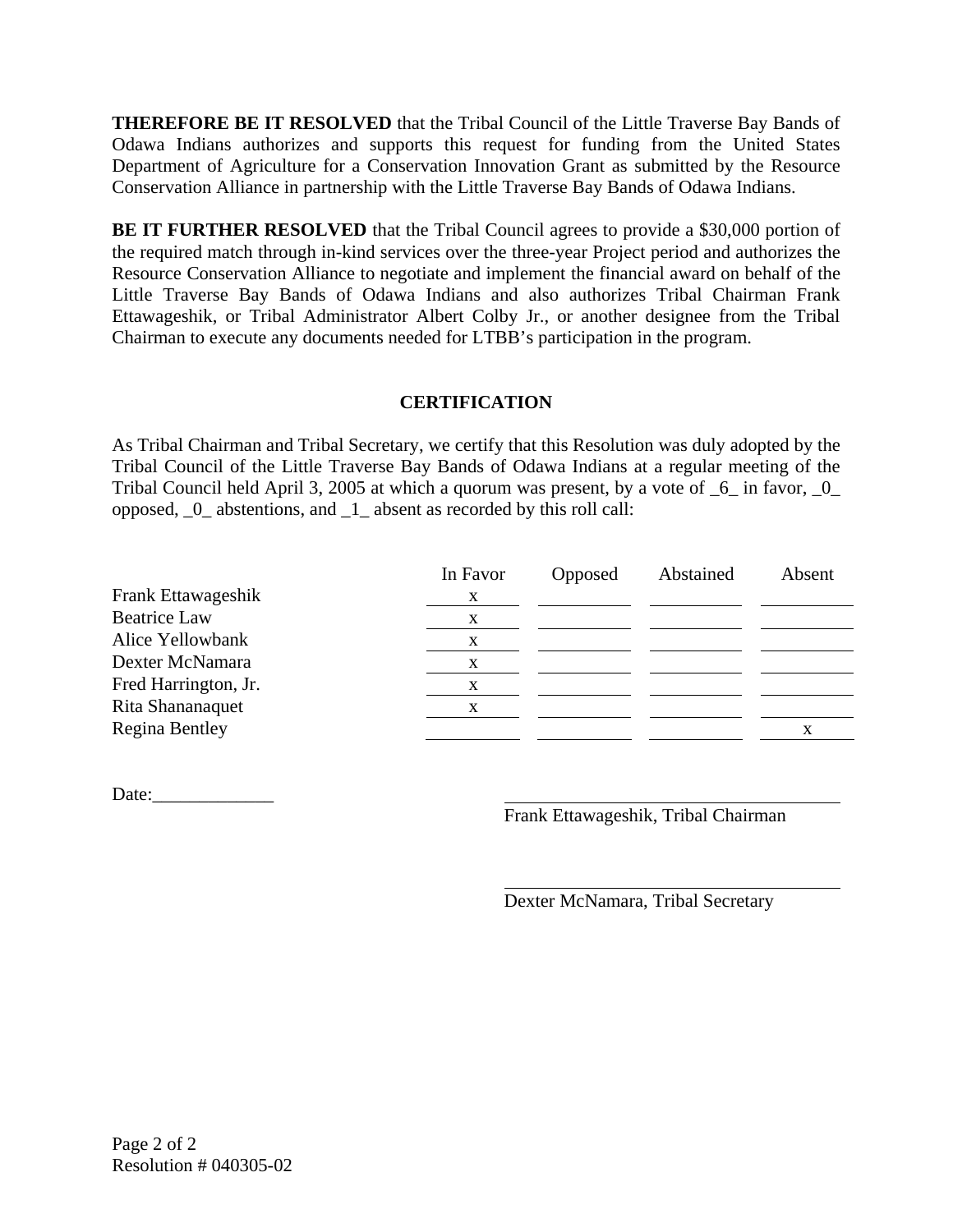**THEREFORE BE IT RESOLVED** that the Tribal Council of the Little Traverse Bay Bands of Odawa Indians authorizes and supports this request for funding from the United States Department of Agriculture for a Conservation Innovation Grant as submitted by the Resource Conservation Alliance in partnership with the Little Traverse Bay Bands of Odawa Indians.

**BE IT FURTHER RESOLVED** that the Tribal Council agrees to provide a $30,000 portion of the required match through in-kind services over the three-year Project period and authorizes the Resource Conservation Alliance to negotiate and implement the financial award on behalf of the Little Traverse Bay Bands of Odawa Indians and also authorizes Tribal Chairman Frank Ettawageshik, or Tribal Administrator Albert Colby Jr., or another designee from the Tribal Chairman to execute any documents needed for LTBB's participation in the program.

## CERTIFICATION

As Tribal Chairman and Tribal Secretary, we certify that this Resolution was duly adopted by the Tribal Council of the Little Traverse Bay Bands of Odawa Indians at a regular meeting of the Tribal Council held April 3, 2005 at which a quorum was present, by a vote of _6_ in favor, _0_ opposed, _0_ abstentions, and _1_ absent as recorded by this roll call:

| | In Favor | Opposed | Abstained | Absent |
|---|---|---|---|---|
| Frank Ettawageshik | x | | | |
| Beatrice Law | x | | | |
| Alice Yellowbank | x | | | |
| Dexter McNamara | x | | | |
| Fred Harrington, Jr. | x | | | |
| Rita Shananaquet | x | | | |
| Regina Bentley | | | | x |

Date:_____________

_____________________________________
Frank Ettawageshik, Tribal Chairman

_____________________________________
Dexter McNamara, Tribal Secretary

Resolution # 040305-02